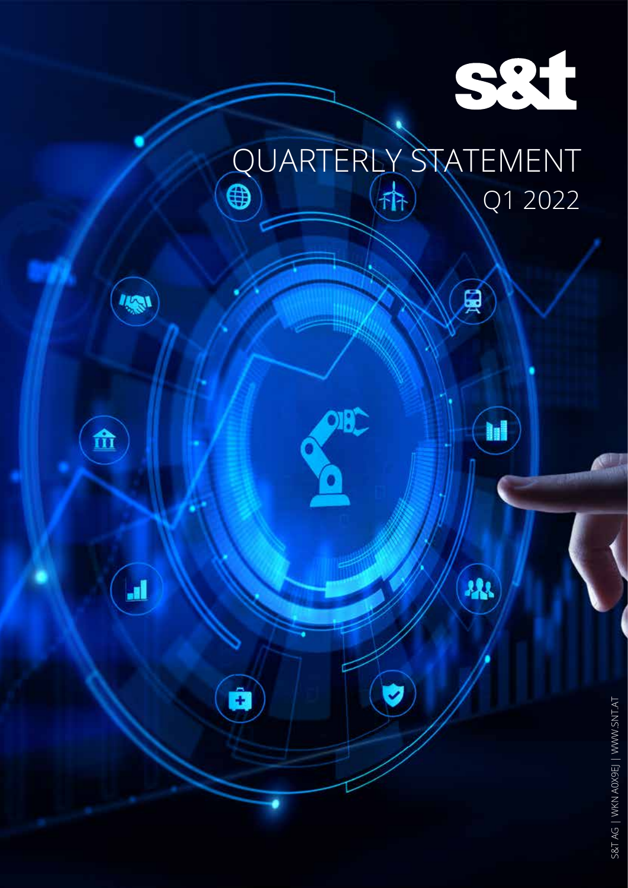s&t

# QUARTERLY STATEMENT

## Q1 2022

S&T AG | WKN A0X9EJ | WWW.SNT.AT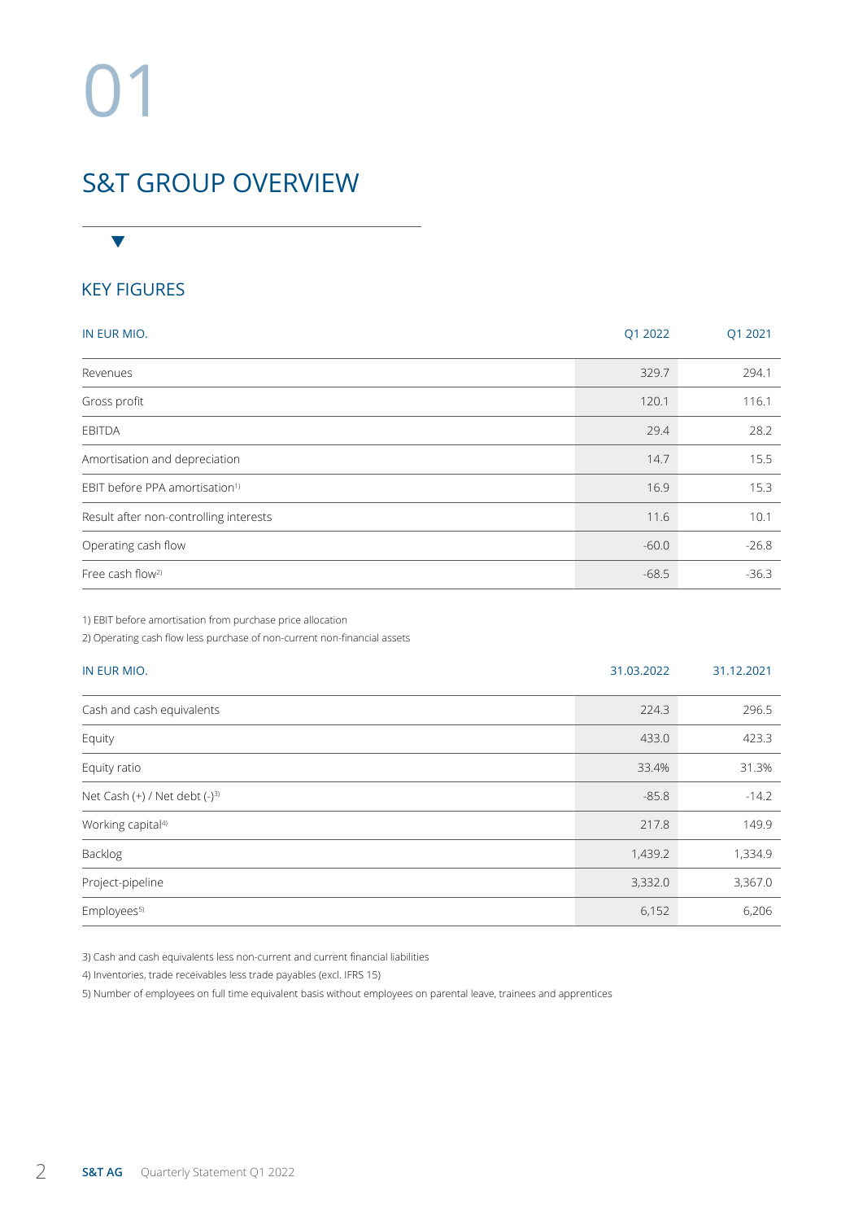# 01

# S&T GROUP OVERVIEW

## KEY FIGURES

| IN EUR MIO. | Q1 2022 | Q1 2021 |
|---|---|---|
| Revenues | 329.7 | 294.1 |
| Gross profit | 120.1 | 116.1 |
| EBITDA | 29.4 | 28.2 |
| Amortisation and depreciation | 14.7 | 15.5 |
| EBIT before PPA amortisation[1] | 16.9 | 15.3 |
| Result after non-controlling interests | 11.6 | 10.1 |
| Operating cash flow | -60.0 | -26.8 |
| Free cash flow[2] | -68.5 | -36.3 |

1) EBIT before amortisation from purchase price allocation
2) Operating cash flow less purchase of non-current non-financial assets

| IN EUR MIO. | 31.03.2022 | 31.12.2021 |
|---|---|---|
| Cash and cash equivalents | 224.3 | 296.5 |
| Equity | 433.0 | 423.3 |
| Equity ratio | 33.4% | 31.3% |
| Net Cash (+) / Net debt (-)[3] | -85.8 | -14.2 |
| Working capital[4] | 217.8 | 149.9 |
| Backlog | 1,439.2 | 1,334.9 |
| Project-pipeline | 3,332.0 | 3,367.0 |
| Employees[5] | 6,152 | 6,206 |

3) Cash and cash equivalents less non-current and current financial liabilities
4) Inventories, trade receivables less trade payables (excl. IFRS 15)
5) Number of employees on full time equivalent basis without employees on parental leave, trainees and apprentices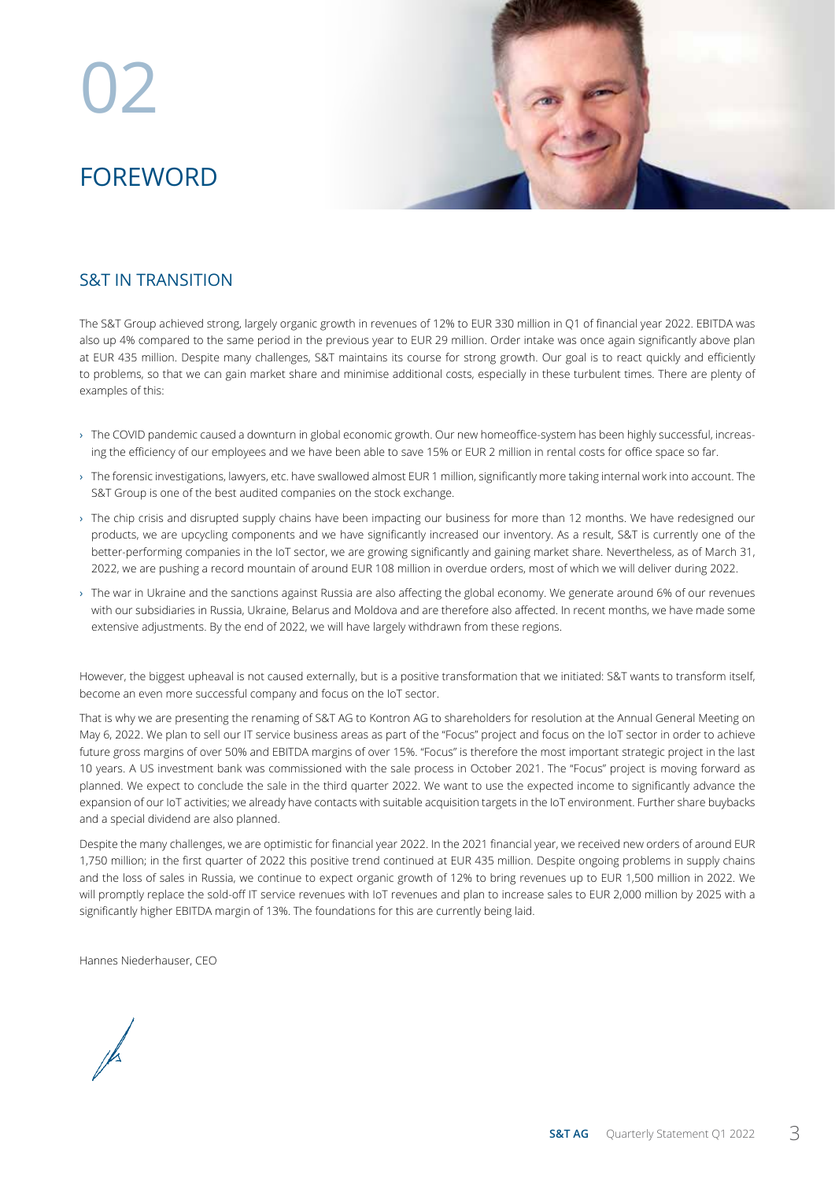# 02

# FOREWORD

## S&T IN TRANSITION

The S&T Group achieved strong, largely organic growth in revenues of 12% to EUR 330 million in Q1 of financial year 2022. EBITDA was also up 4% compared to the same period in the previous year to EUR 29 million. Order intake was once again significantly above plan at EUR 435 million. Despite many challenges, S&T maintains its course for strong growth. Our goal is to react quickly and efficiently to problems, so that we can gain market share and minimise additional costs, especially in these turbulent times. There are plenty of examples of this:

- The COVID pandemic caused a downturn in global economic growth. Our new homeoffice-system has been highly successful, increasing the efficiency of our employees and we have been able to save 15% or EUR 2 million in rental costs for office space so far.
- The forensic investigations, lawyers, etc. have swallowed almost EUR 1 million, significantly more taking internal work into account. The S&T Group is one of the best audited companies on the stock exchange.
- The chip crisis and disrupted supply chains have been impacting our business for more than 12 months. We have redesigned our products, we are upcycling components and we have significantly increased our inventory. As a result, S&T is currently one of the better-performing companies in the IoT sector, we are growing significantly and gaining market share. Nevertheless, as of March 31, 2022, we are pushing a record mountain of around EUR 108 million in overdue orders, most of which we will deliver during 2022.
- The war in Ukraine and the sanctions against Russia are also affecting the global economy. We generate around 6% of our revenues with our subsidiaries in Russia, Ukraine, Belarus and Moldova and are therefore also affected. In recent months, we have made some extensive adjustments. By the end of 2022, we will have largely withdrawn from these regions.

However, the biggest upheaval is not caused externally, but is a positive transformation that we initiated: S&T wants to transform itself, become an even more successful company and focus on the IoT sector.

That is why we are presenting the renaming of S&T AG to Kontron AG to shareholders for resolution at the Annual General Meeting on May 6, 2022. We plan to sell our IT service business areas as part of the "Focus" project and focus on the IoT sector in order to achieve future gross margins of over 50% and EBITDA margins of over 15%. "Focus" is therefore the most important strategic project in the last 10 years. A US investment bank was commissioned with the sale process in October 2021. The "Focus" project is moving forward as planned. We expect to conclude the sale in the third quarter 2022. We want to use the expected income to significantly advance the expansion of our IoT activities; we already have contacts with suitable acquisition targets in the IoT environment. Further share buybacks and a special dividend are also planned.

Despite the many challenges, we are optimistic for financial year 2022. In the 2021 financial year, we received new orders of around EUR 1,750 million; in the first quarter of 2022 this positive trend continued at EUR 435 million. Despite ongoing problems in supply chains and the loss of sales in Russia, we continue to expect organic growth of 12% to bring revenues up to EUR 1,500 million in 2022. We will promptly replace the sold-off IT service revenues with IoT revenues and plan to increase sales to EUR 2,000 million by 2025 with a significantly higher EBITDA margin of 13%. The foundations for this are currently being laid.

Hannes Niederhauser, CEO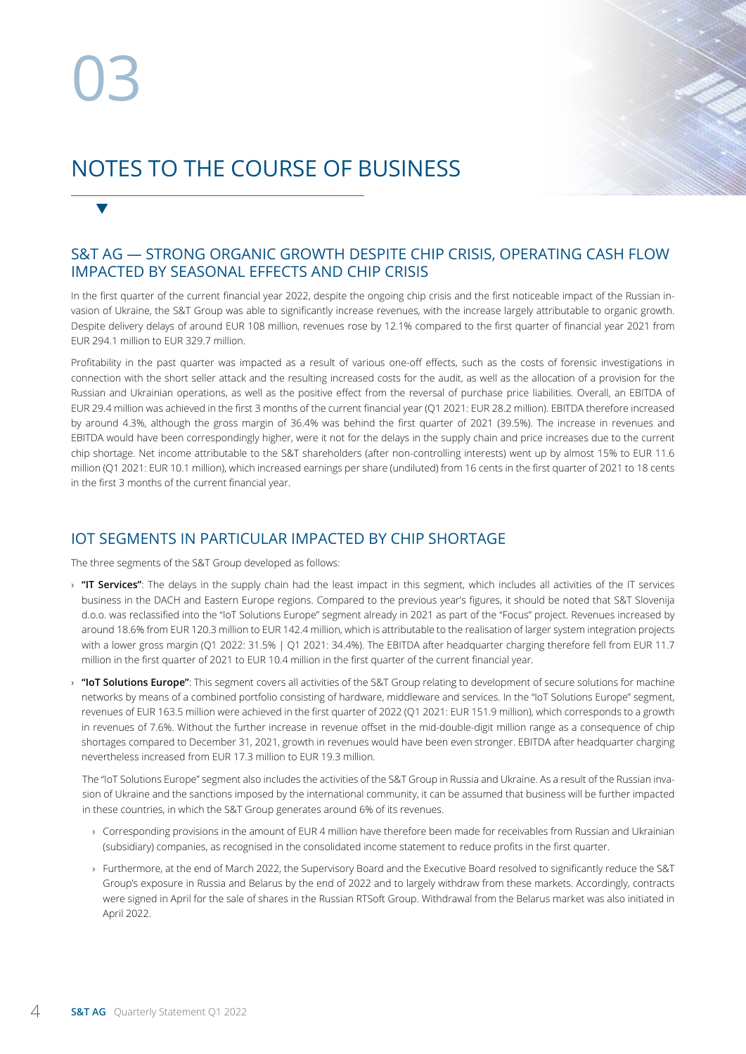# 03

# NOTES TO THE COURSE OF BUSINESS

## S&T AG — STRONG ORGANIC GROWTH DESPITE CHIP CRISIS, OPERATING CASH FLOW IMPACTED BY SEASONAL EFFECTS AND CHIP CRISIS

In the first quarter of the current financial year 2022, despite the ongoing chip crisis and the first noticeable impact of the Russian invasion of Ukraine, the S&T Group was able to significantly increase revenues, with the increase largely attributable to organic growth. Despite delivery delays of around EUR 108 million, revenues rose by 12.1% compared to the first quarter of financial year 2021 from EUR 294.1 million to EUR 329.7 million.

Profitability in the past quarter was impacted as a result of various one-off effects, such as the costs of forensic investigations in connection with the short seller attack and the resulting increased costs for the audit, as well as the allocation of a provision for the Russian and Ukrainian operations, as well as the positive effect from the reversal of purchase price liabilities. Overall, an EBITDA of EUR 29.4 million was achieved in the first 3 months of the current financial year (Q1 2021: EUR 28.2 million). EBITDA therefore increased by around 4.3%, although the gross margin of 36.4% was behind the first quarter of 2021 (39.5%). The increase in revenues and EBITDA would have been correspondingly higher, were it not for the delays in the supply chain and price increases due to the current chip shortage. Net income attributable to the S&T shareholders (after non-controlling interests) went up by almost 15% to EUR 11.6 million (Q1 2021: EUR 10.1 million), which increased earnings per share (undiluted) from 16 cents in the first quarter of 2021 to 18 cents in the first 3 months of the current financial year.

## IOT SEGMENTS IN PARTICULAR IMPACTED BY CHIP SHORTAGE

The three segments of the S&T Group developed as follows:

- **"IT Services"**: The delays in the supply chain had the least impact in this segment, which includes all activities of the IT services business in the DACH and Eastern Europe regions. Compared to the previous year's figures, it should be noted that S&T Slovenija d.o.o. was reclassified into the "IoT Solutions Europe" segment already in 2021 as part of the "Focus" project. Revenues increased by around 18.6% from EUR 120.3 million to EUR 142.4 million, which is attributable to the realisation of larger system integration projects with a lower gross margin (Q1 2022: 31.5% | Q1 2021: 34.4%). The EBITDA after headquarter charging therefore fell from EUR 11.7 million in the first quarter of 2021 to EUR 10.4 million in the first quarter of the current financial year.
- **"IoT Solutions Europe"**: This segment covers all activities of the S&T Group relating to development of secure solutions for machine networks by means of a combined portfolio consisting of hardware, middleware and services. In the "IoT Solutions Europe" segment, revenues of EUR 163.5 million were achieved in the first quarter of 2022 (Q1 2021: EUR 151.9 million), which corresponds to a growth in revenues of 7.6%. Without the further increase in revenue offset in the mid-double-digit million range as a consequence of chip shortages compared to December 31, 2021, growth in revenues would have been even stronger. EBITDA after headquarter charging nevertheless increased from EUR 17.3 million to EUR 19.3 million.

  The "IoT Solutions Europe" segment also includes the activities of the S&T Group in Russia and Ukraine. As a result of the Russian invasion of Ukraine and the sanctions imposed by the international community, it can be assumed that business will be further impacted in these countries, in which the S&T Group generates around 6% of its revenues.

  - Corresponding provisions in the amount of EUR 4 million have therefore been made for receivables from Russian and Ukrainian (subsidiary) companies, as recognised in the consolidated income statement to reduce profits in the first quarter.
  - Furthermore, at the end of March 2022, the Supervisory Board and the Executive Board resolved to significantly reduce the S&T Group's exposure in Russia and Belarus by the end of 2022 and to largely withdraw from these markets. Accordingly, contracts were signed in April for the sale of shares in the Russian RTSoft Group. Withdrawal from the Belarus market was also initiated in April 2022.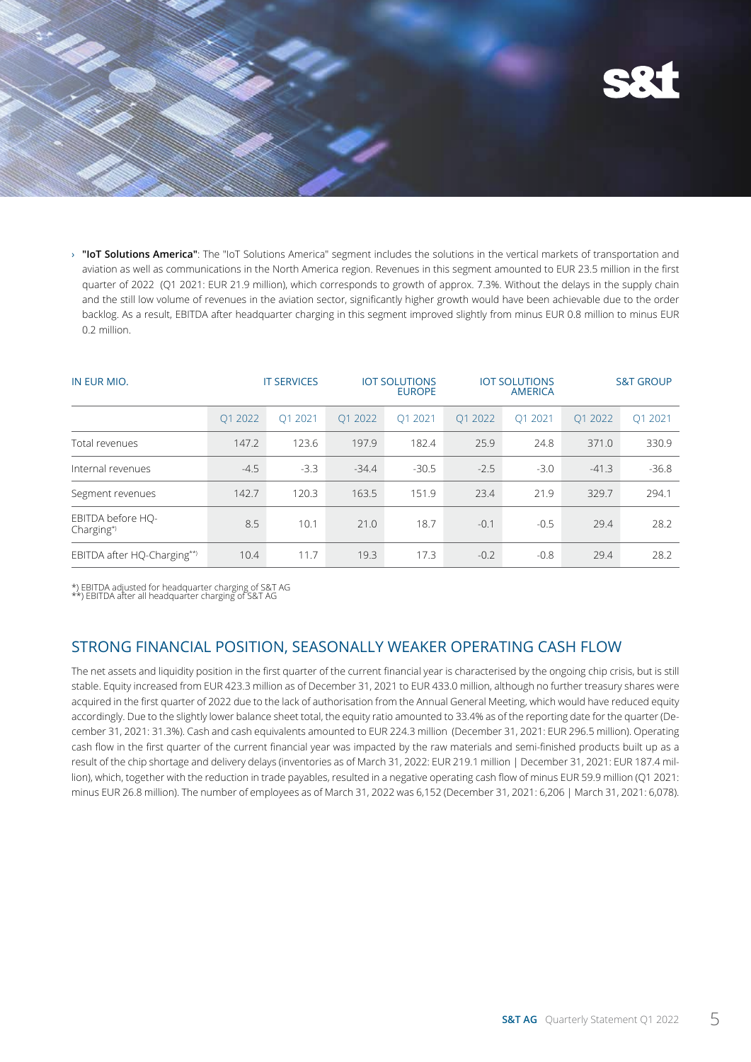› **"IoT Solutions America"**: The "IoT Solutions America" segment includes the solutions in the vertical markets of transportation and aviation as well as communications in the North America region. Revenues in this segment amounted to EUR 23.5 million in the first quarter of 2022 (Q1 2021: EUR 21.9 million), which corresponds to growth of approx. 7.3%. Without the delays in the supply chain and the still low volume of revenues in the aviation sector, significantly higher growth would have been achievable due to the order backlog. As a result, EBITDA after headquarter charging in this segment improved slightly from minus EUR 0.8 million to minus EUR 0.2 million.

| IN EUR MIO. | IT SERVICES | | IOT SOLUTIONS EUROPE | | IOT SOLUTIONS AMERICA | | S&T GROUP | |
|---|---|---|---|---|---|---|---|---|
| | Q1 2022 | Q1 2021 | Q1 2022 | Q1 2021 | Q1 2022 | Q1 2021 | Q1 2022 | Q1 2021 |
| Total revenues | 147.2 | 123.6 | 197.9 | 182.4 | 25.9 | 24.8 | 371.0 | 330.9 |
| Internal revenues | -4.5 | -3.3 | -34.4 | -30.5 | -2.5 | -3.0 | -41.3 | -36.8 |
| Segment revenues | 142.7 | 120.3 | 163.5 | 151.9 | 23.4 | 21.9 | 329.7 | 294.1 |
| EBITDA before HQ-Charging*) | 8.5 | 10.1 | 21.0 | 18.7 | -0.1 | -0.5 | 29.4 | 28.2 |
| EBITDA after HQ-Charging**) | 10.4 | 11.7 | 19.3 | 17.3 | -0.2 | -0.8 | 29.4 | 28.2 |

*) EBITDA adjusted for headquarter charging of S&T AG
**) EBITDA after all headquarter charging of S&T AG

## STRONG FINANCIAL POSITION, SEASONALLY WEAKER OPERATING CASH FLOW

The net assets and liquidity position in the first quarter of the current financial year is characterised by the ongoing chip crisis, but is still stable. Equity increased from EUR 423.3 million as of December 31, 2021 to EUR 433.0 million, although no further treasury shares were acquired in the first quarter of 2022 due to the lack of authorisation from the Annual General Meeting, which would have reduced equity accordingly. Due to the slightly lower balance sheet total, the equity ratio amounted to 33.4% as of the reporting date for the quarter (December 31, 2021: 31.3%). Cash and cash equivalents amounted to EUR 224.3 million (December 31, 2021: EUR 296.5 million). Operating cash flow in the first quarter of the current financial year was impacted by the raw materials and semi-finished products built up as a result of the chip shortage and delivery delays (inventories as of March 31, 2022: EUR 219.1 million | December 31, 2021: EUR 187.4 million), which, together with the reduction in trade payables, resulted in a negative operating cash flow of minus EUR 59.9 million (Q1 2021: minus EUR 26.8 million). The number of employees as of March 31, 2022 was 6,152 (December 31, 2021: 6,206 | March 31, 2021: 6,078).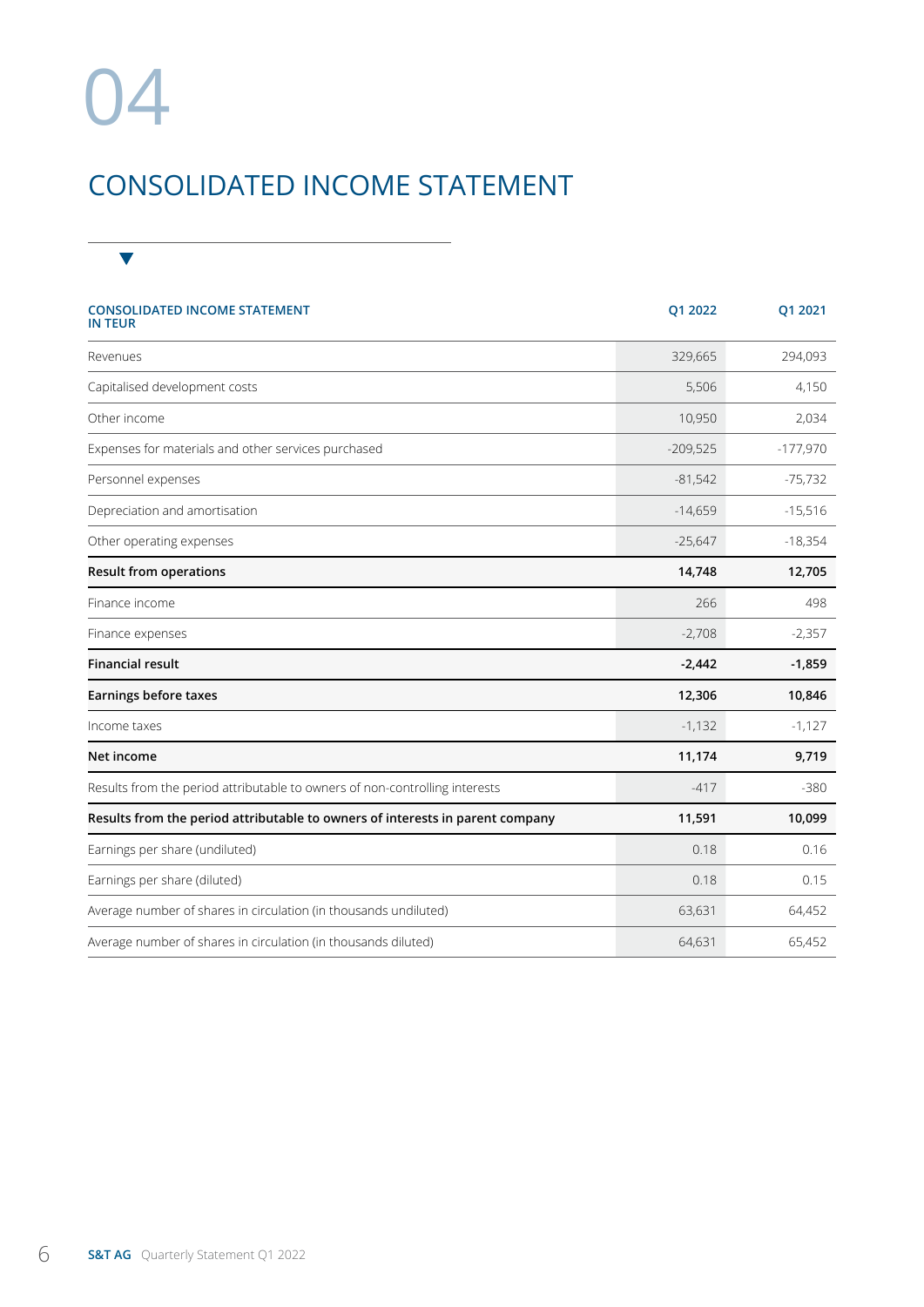# 04

## CONSOLIDATED INCOME STATEMENT

| CONSOLIDATED INCOME STATEMENT IN TEUR | Q1 2022 | Q1 2021 |
|---|---|---|
| Revenues | 329,665 | 294,093 |
| Capitalised development costs | 5,506 | 4,150 |
| Other income | 10,950 | 2,034 |
| Expenses for materials and other services purchased | -209,525 | -177,970 |
| Personnel expenses | -81,542 | -75,732 |
| Depreciation and amortisation | -14,659 | -15,516 |
| Other operating expenses | -25,647 | -18,354 |
| **Result from operations** | **14,748** | **12,705** |
| Finance income | 266 | 498 |
| Finance expenses | -2,708 | -2,357 |
| **Financial result** | **-2,442** | **-1,859** |
| **Earnings before taxes** | **12,306** | **10,846** |
| Income taxes | -1,132 | -1,127 |
| **Net income** | **11,174** | **9,719** |
| Results from the period attributable to owners of non-controlling interests | -417 | -380 |
| **Results from the period attributable to owners of interests in parent company** | **11,591** | **10,099** |
| Earnings per share (undiluted) | 0.18 | 0.16 |
| Earnings per share (diluted) | 0.18 | 0.15 |
| Average number of shares in circulation (in thousands undiluted) | 63,631 | 64,452 |
| Average number of shares in circulation (in thousands diluted) | 64,631 | 65,452 |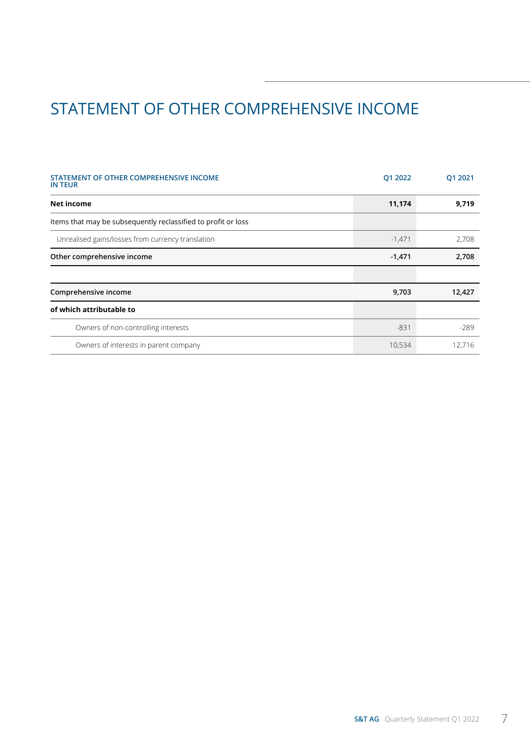# STATEMENT OF OTHER COMPREHENSIVE INCOME

| STATEMENT OF OTHER COMPREHENSIVE INCOME IN TEUR | Q1 2022 | Q1 2021 |
|---|---|---|
| **Net income** | **11,174** | **9,719** |
| Items that may be subsequently reclassified to profit or loss | | |
| Unrealised gains/losses from currency translation | -1,471 | 2,708 |
| **Other comprehensive income** | **-1,471** | **2,708** |
| | | |
| **Comprehensive income** | **9,703** | **12,427** |
| **of which attributable to** | | |
| Owners of non-controlling interests | -831 | -289 |
| Owners of interests in parent company | 10,534 | 12,716 |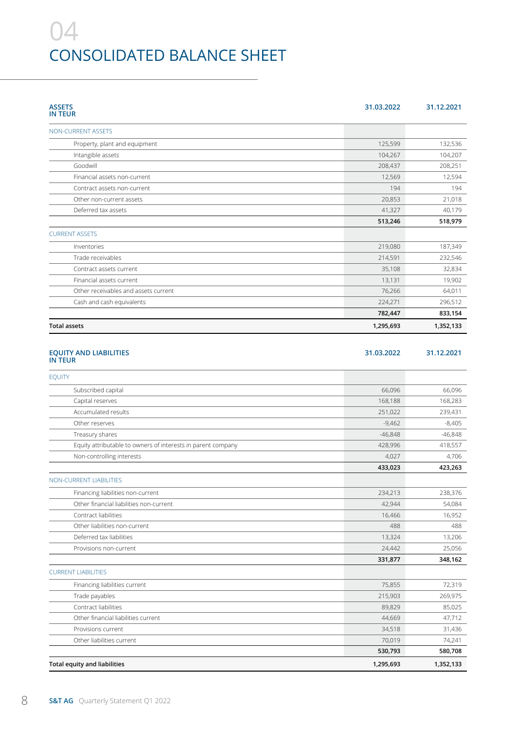# 04
# CONSOLIDATED BALANCE SHEET

| ASSETS IN TEUR | 31.03.2022 | 31.12.2021 |
|---|---|---|
| NON-CURRENT ASSETS | | |
| Property, plant and equipment | 125,599 | 132,536 |
| Intangible assets | 104,267 | 104,207 |
| Goodwill | 208,437 | 208,251 |
| Financial assets non-current | 12,569 | 12,594 |
| Contract assets non-current | 194 | 194 |
| Other non-current assets | 20,853 | 21,018 |
| Deferred tax assets | 41,327 | 40,179 |
| | **513,246** | **518,979** |
| CURRENT ASSETS | | |
| Inventories | 219,080 | 187,349 |
| Trade receivables | 214,591 | 232,546 |
| Contract assets current | 35,108 | 32,834 |
| Financial assets current | 13,131 | 19,902 |
| Other receivables and assets current | 76,266 | 64,011 |
| Cash and cash equivalents | 224,271 | 296,512 |
| | **782,447** | **833,154** |
| **Total assets** | **1,295,693** | **1,352,133** |

| EQUITY AND LIABILITIES IN TEUR | 31.03.2022 | 31.12.2021 |
|---|---|---|
| EQUITY | | |
| Subscribed capital | 66,096 | 66,096 |
| Capital reserves | 168,188 | 168,283 |
| Accumulated results | 251,022 | 239,431 |
| Other reserves | -9,462 | -8,405 |
| Treasury shares | -46,848 | -46,848 |
| Equity attributable to owners of interests in parent company | 428,996 | 418,557 |
| Non-controlling interests | 4,027 | 4,706 |
| | **433,023** | **423,263** |
| NON-CURRENT LIABILITIES | | |
| Financing liabilities non-current | 234,213 | 238,376 |
| Other financial liabilities non-current | 42,944 | 54,084 |
| Contract liabilities | 16,466 | 16,952 |
| Other liabilities non-current | 488 | 488 |
| Deferred tax liabilities | 13,324 | 13,206 |
| Provisions non-current | 24,442 | 25,056 |
| | **331,877** | **348,162** |
| CURRENT LIABILITIES | | |
| Financing liabilities current | 75,855 | 72,319 |
| Trade payables | 215,903 | 269,975 |
| Contract liabilities | 89,829 | 85,025 |
| Other financial liabilities current | 44,669 | 47,712 |
| Provisions current | 34,518 | 31,436 |
| Other liabilities current | 70,019 | 74,241 |
| | **530,793** | **580,708** |
| **Total equity and liabilities** | **1,295,693** | **1,352,133** |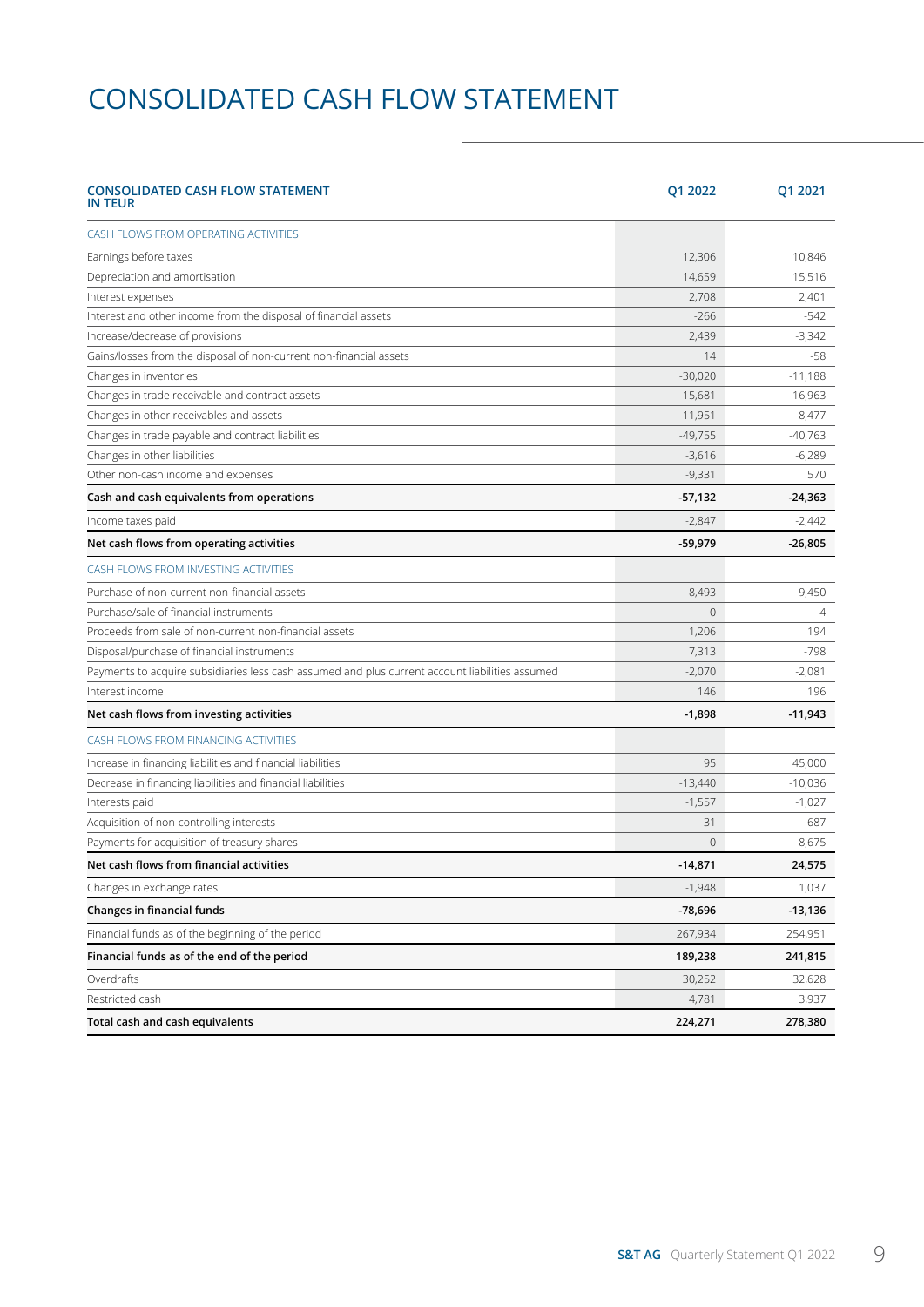# CONSOLIDATED CASH FLOW STATEMENT

| CONSOLIDATED CASH FLOW STATEMENT IN TEUR | Q1 2022 | Q1 2021 |
|---|---|---|
| CASH FLOWS FROM OPERATING ACTIVITIES | | |
| Earnings before taxes | 12,306 | 10,846 |
| Depreciation and amortisation | 14,659 | 15,516 |
| Interest expenses | 2,708 | 2,401 |
| Interest and other income from the disposal of financial assets | -266 | -542 |
| Increase/decrease of provisions | 2,439 | -3,342 |
| Gains/losses from the disposal of non-current non-financial assets | 14 | -58 |
| Changes in inventories | -30,020 | -11,188 |
| Changes in trade receivable and contract assets | 15,681 | 16,963 |
| Changes in other receivables and assets | -11,951 | -8,477 |
| Changes in trade payable and contract liabilities | -49,755 | -40,763 |
| Changes in other liabilities | -3,616 | -6,289 |
| Other non-cash income and expenses | -9,331 | 570 |
| **Cash and cash equivalents from operations** | **-57,132** | **-24,363** |
| Income taxes paid | -2,847 | -2,442 |
| **Net cash flows from operating activities** | **-59,979** | **-26,805** |
| CASH FLOWS FROM INVESTING ACTIVITIES | | |
| Purchase of non-current non-financial assets | -8,493 | -9,450 |
| Purchase/sale of financial instruments | 0 | -4 |
| Proceeds from sale of non-current non-financial assets | 1,206 | 194 |
| Disposal/purchase of financial instruments | 7,313 | -798 |
| Payments to acquire subsidiaries less cash assumed and plus current account liabilities assumed | -2,070 | -2,081 |
| Interest income | 146 | 196 |
| **Net cash flows from investing activities** | **-1,898** | **-11,943** |
| CASH FLOWS FROM FINANCING ACTIVITIES | | |
| Increase in financing liabilities and financial liabilities | 95 | 45,000 |
| Decrease in financing liabilities and financial liabilities | -13,440 | -10,036 |
| Interests paid | -1,557 | -1,027 |
| Acquisition of non-controlling interests | 31 | -687 |
| Payments for acquisition of treasury shares | 0 | -8,675 |
| **Net cash flows from financial activities** | **-14,871** | **24,575** |
| Changes in exchange rates | -1,948 | 1,037 |
| **Changes in financial funds** | **-78,696** | **-13,136** |
| Financial funds as of the beginning of the period | 267,934 | 254,951 |
| **Financial funds as of the end of the period** | **189,238** | **241,815** |
| Overdrafts | 30,252 | 32,628 |
| Restricted cash | 4,781 | 3,937 |
| **Total cash and cash equivalents** | **224,271** | **278,380** |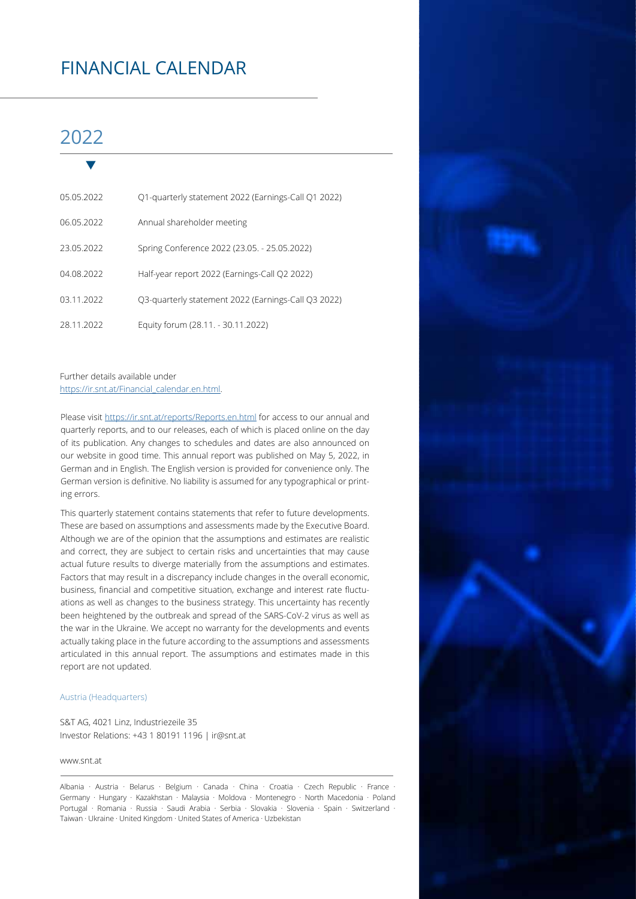# FINANCIAL CALENDAR

## 2022

| | |
|---|---|
| 05.05.2022 | Q1-quarterly statement 2022 (Earnings-Call Q1 2022) |
| 06.05.2022 | Annual shareholder meeting |
| 23.05.2022 | Spring Conference 2022 (23.05. - 25.05.2022) |
| 04.08.2022 | Half-year report 2022 (Earnings-Call Q2 2022) |
| 03.11.2022 | Q3-quarterly statement 2022 (Earnings-Call Q3 2022) |
| 28.11.2022 | Equity forum (28.11. - 30.11.2022) |

Further details available under https://ir.snt.at/Financial_calendar.en.html.

Please visit https://ir.snt.at/reports/Reports.en.html for access to our annual and quarterly reports, and to our releases, each of which is placed online on the day of its publication. Any changes to schedules and dates are also announced on our website in good time. This annual report was published on May 5, 2022, in German and in English. The English version is provided for convenience only. The German version is definitive. No liability is assumed for any typographical or printing errors.

This quarterly statement contains statements that refer to future developments. These are based on assumptions and assessments made by the Executive Board. Although we are of the opinion that the assumptions and estimates are realistic and correct, they are subject to certain risks and uncertainties that may cause actual future results to diverge materially from the assumptions and estimates. Factors that may result in a discrepancy include changes in the overall economic, business, financial and competitive situation, exchange and interest rate fluctuations as well as changes to the business strategy. This uncertainty has recently been heightened by the outbreak and spread of the SARS-CoV-2 virus as well as the war in the Ukraine. We accept no warranty for the developments and events actually taking place in the future according to the assumptions and assessments articulated in this annual report. The assumptions and estimates made in this report are not updated.

Austria (Headquarters)

S&T AG, 4021 Linz, Industriezeile 35
Investor Relations: +43 1 80191 1196 | ir@snt.at

www.snt.at

Albania · Austria · Belarus · Belgium · Canada · China · Croatia · Czech Republic · France · Germany · Hungary · Kazakhstan · Malaysia · Moldova · Montenegro · North Macedonia · Poland Portugal · Romania · Russia · Saudi Arabia · Serbia · Slovakia · Slovenia · Spain · Switzerland · Taiwan · Ukraine · United Kingdom · United States of America · Uzbekistan